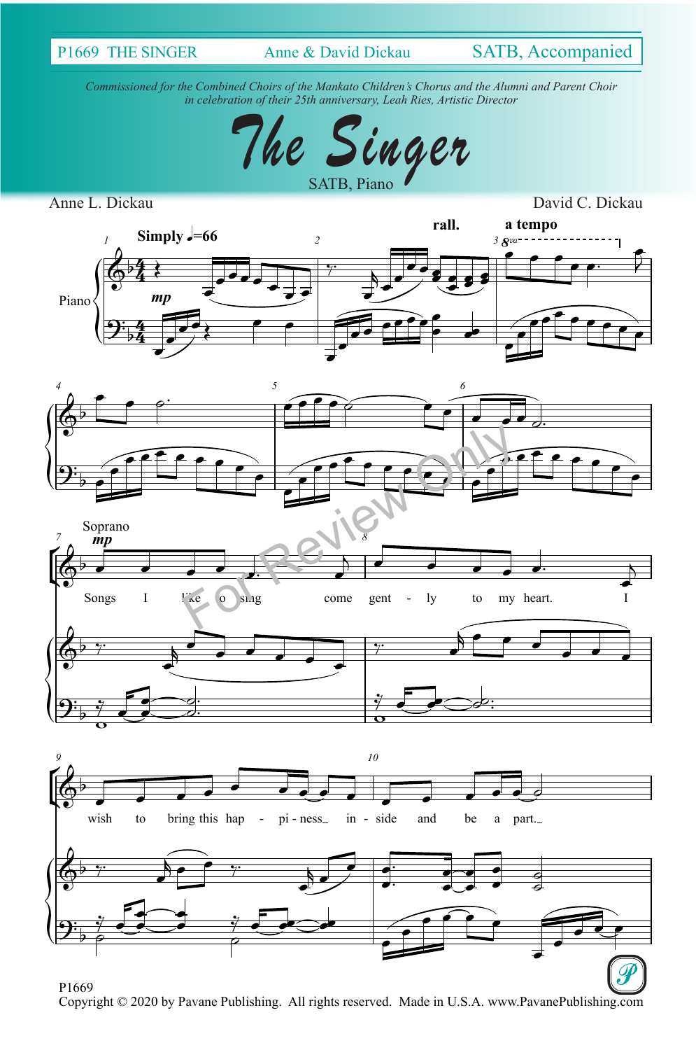P1669 THE SINGER | Anne & David Dickau | SATB, Accompanied

*Commissioned for the Combined Choirs of the Mankato Children's Chorus and the Alumni and Parent Choir in celebration of their 25th anniversary, Leah Ries, Artistic Director*

# The Singer

SATB, Piano

Anne L. Dickau

David C. Dickau

**Simply** ♩=66

Songs I like to sing come gently to my heart. I wish to bring this happiness inside and be a part.

P1669

Copyright © 2020 by Pavane Publishing. All rights reserved. Made in U.S.A. www.PavanePublishing.com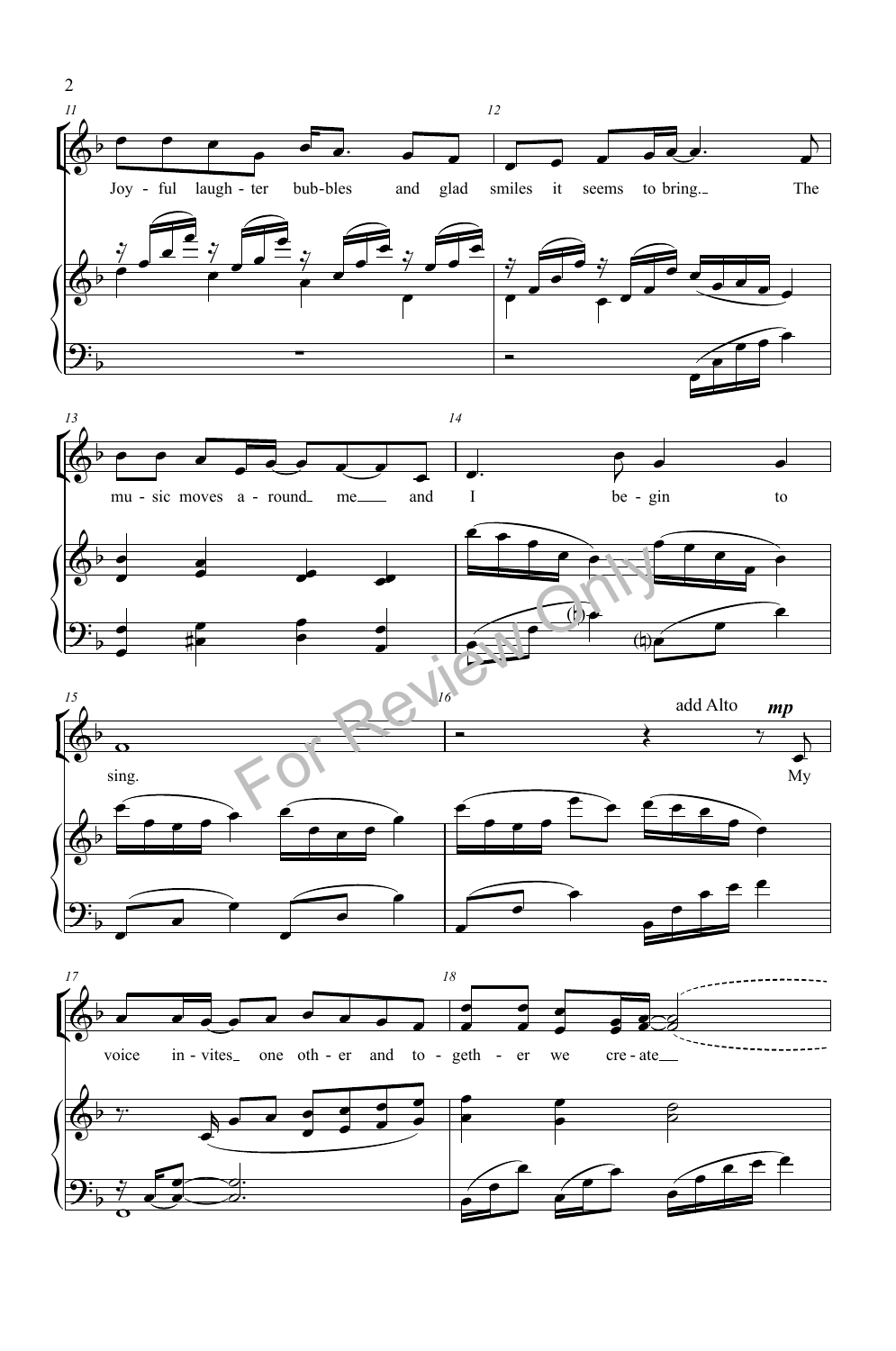Joy - ful laugh - ter bub-bles and glad smiles it seems to bring. The

mu - sic moves a - round me and I be - gin to

sing.

add Alto *mp*

My

voice in - vites one oth - er and to - geth - er we cre - ate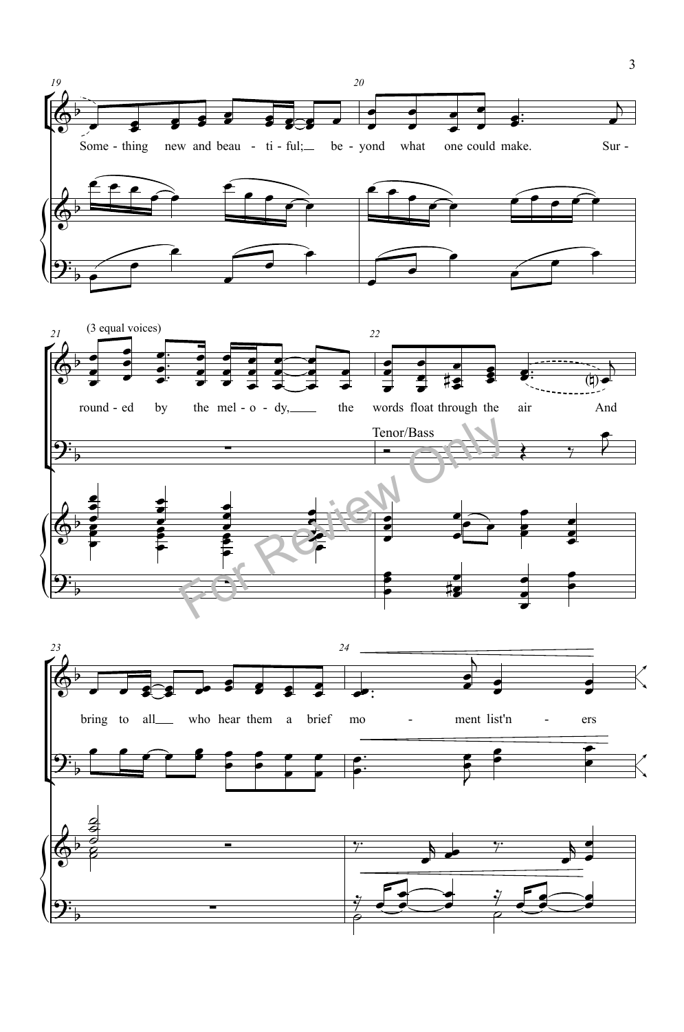Some - thing new and beau - ti - ful; be - yond what one could make. Sur -

(3 equal voices)

round - ed by the mel - o - dy, the words float through the air And

Tenor/Bass

bring to all who hear them a brief mo - ment list'n - ers

For Review Only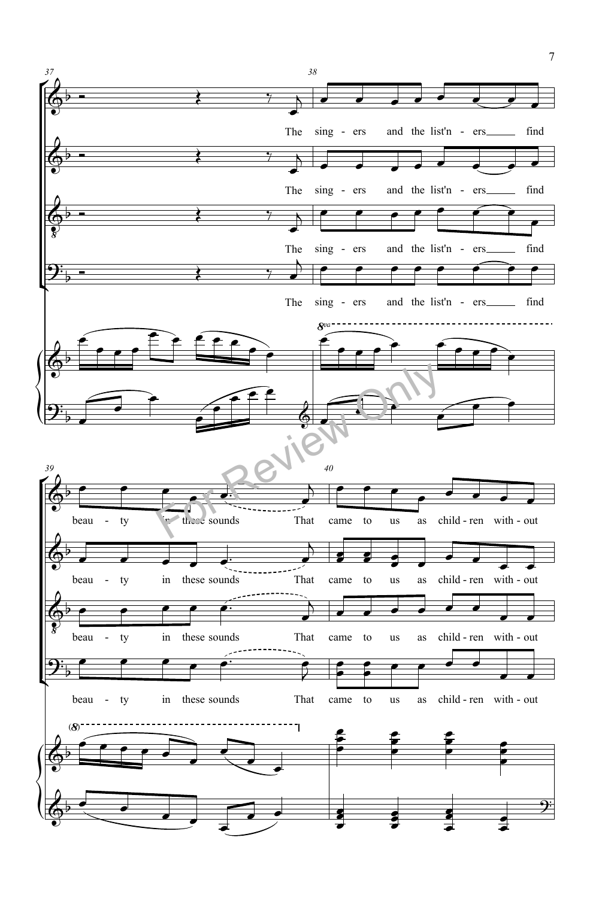37 38

The sing - ers and the list'n - ers find

39 40

beau - ty in these sounds That came to us as child - ren with - out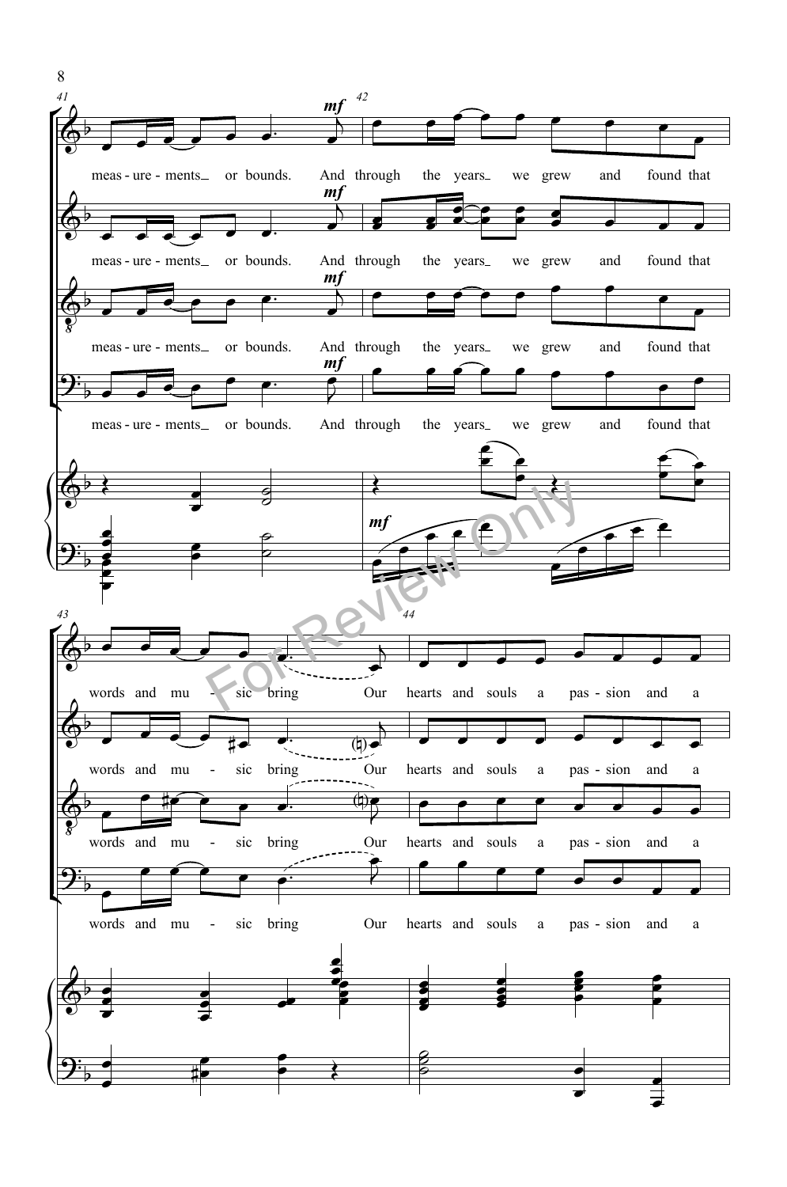41

meas - ure - ments or bounds. And through the years we grew and found that

43

words and mu - sic bring Our hearts and souls a pas - sion and a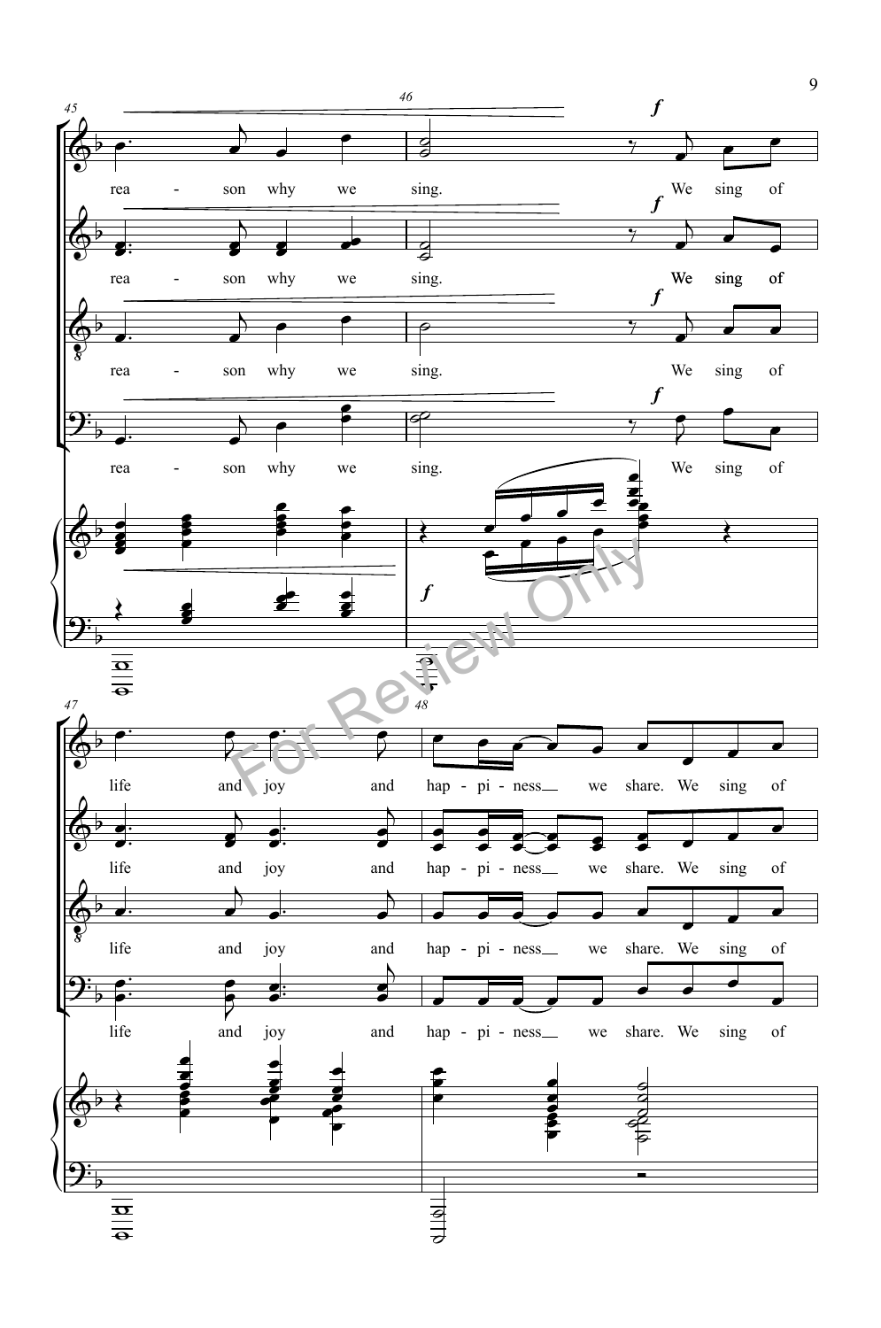rea - son why we sing. We sing of

life and joy and hap - pi - ness we share. We sing of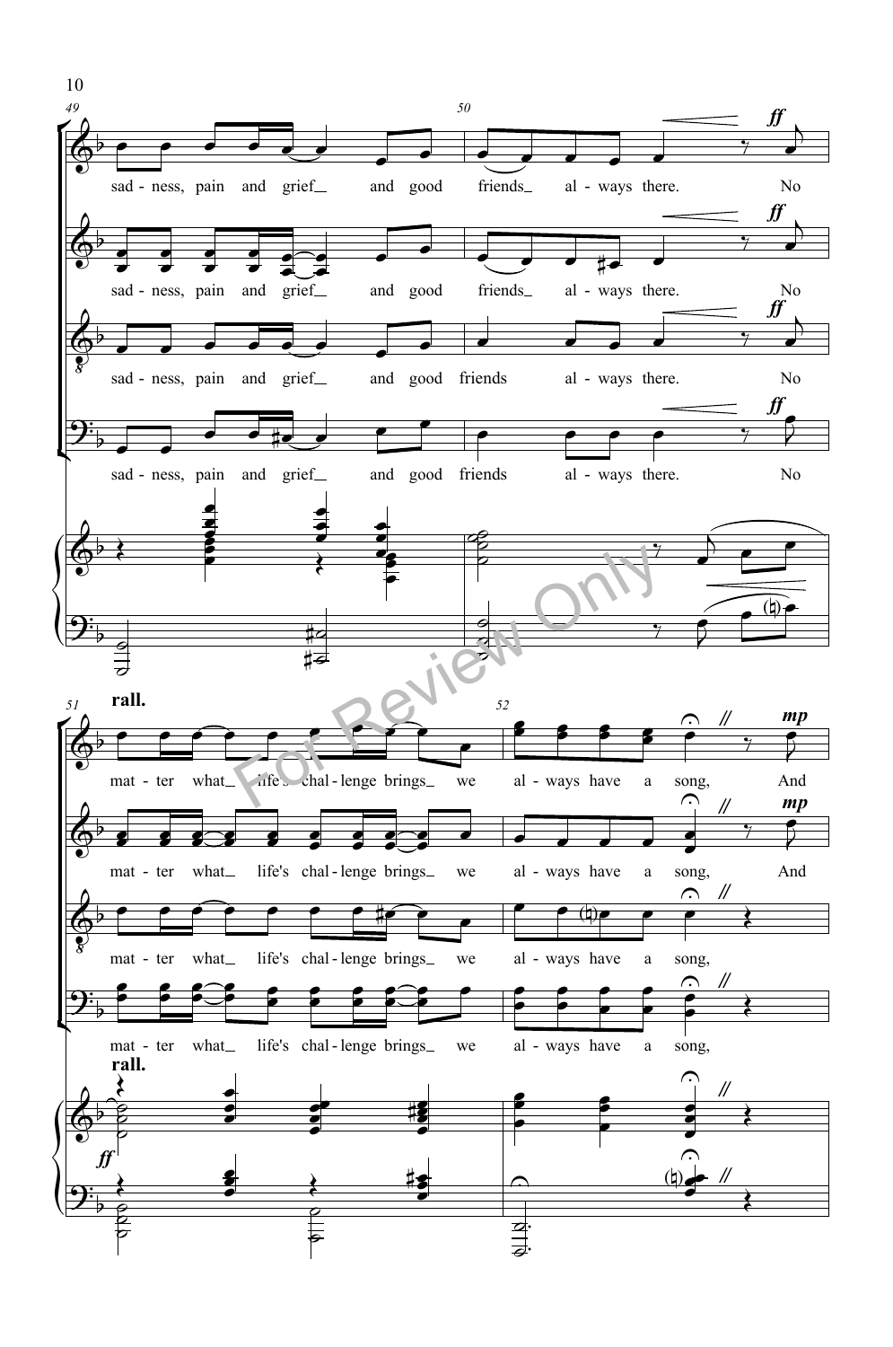sad - ness, pain and grief and good friends always there. No

mat - ter what life's chal - lenge brings we al - ways have a song, And

rall.

For Review Only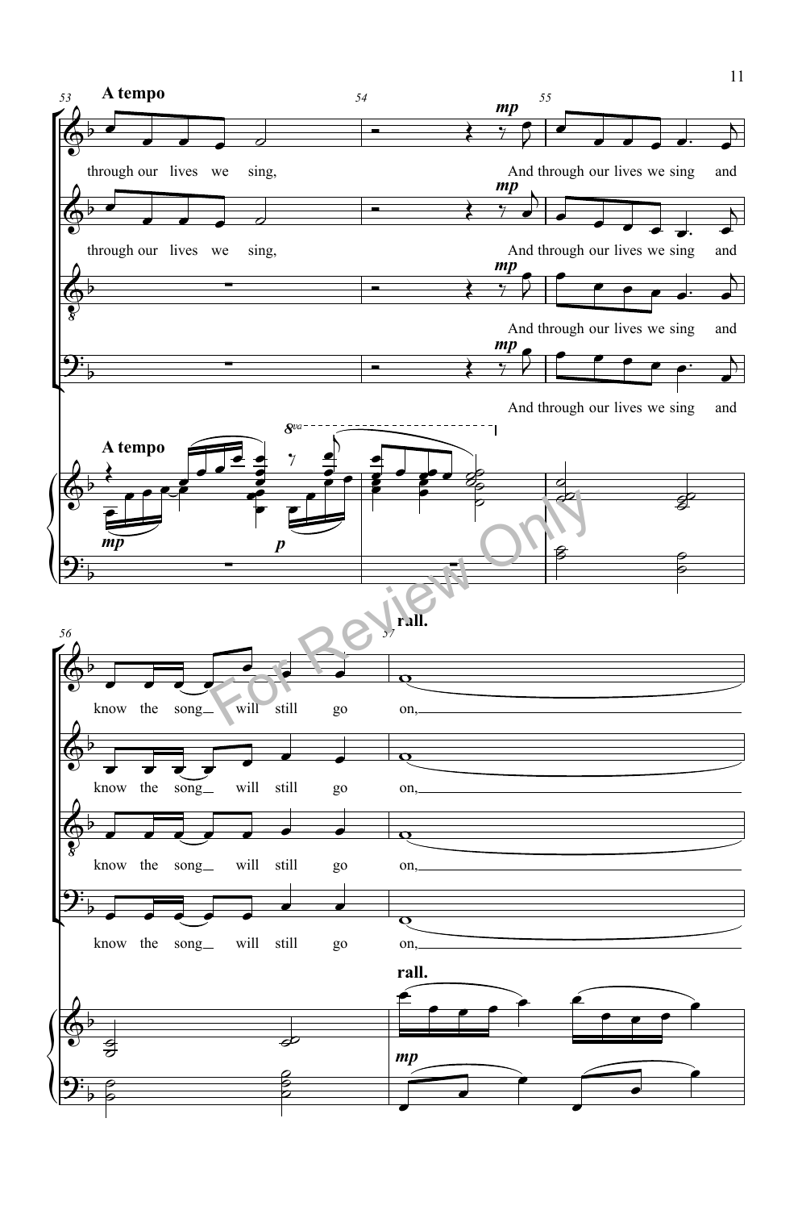**A tempo**

through our lives we sing,

And through our lives we sing and

know the song will still go on,

**rall.**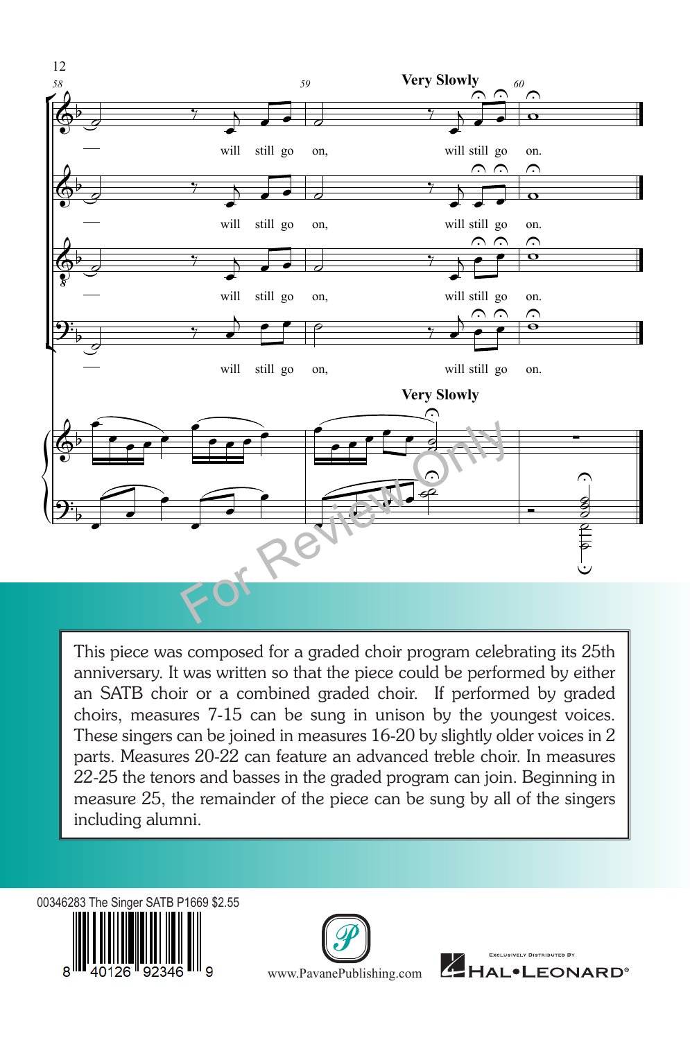This piece was composed for a graded choir program celebrating its 25th anniversary. It was written so that the piece could be performed by either an SATB choir or a combined graded choir. If performed by graded choirs, measures 7-15 can be sung in unison by the youngest voices. These singers can be joined in measures 16-20 by slightly older voices in 2 parts. Measures 20-22 can feature an advanced treble choir. In measures 22-25 the tenors and basses in the graded program can join. Beginning in measure 25, the remainder of the piece can be sung by all of the singers including alumni.

00346283 The Singer SATB P1669 $2.55

www.PavanePublishing.com

EXCLUSIVELY DISTRIBUTED BY HAL•LEONARD®